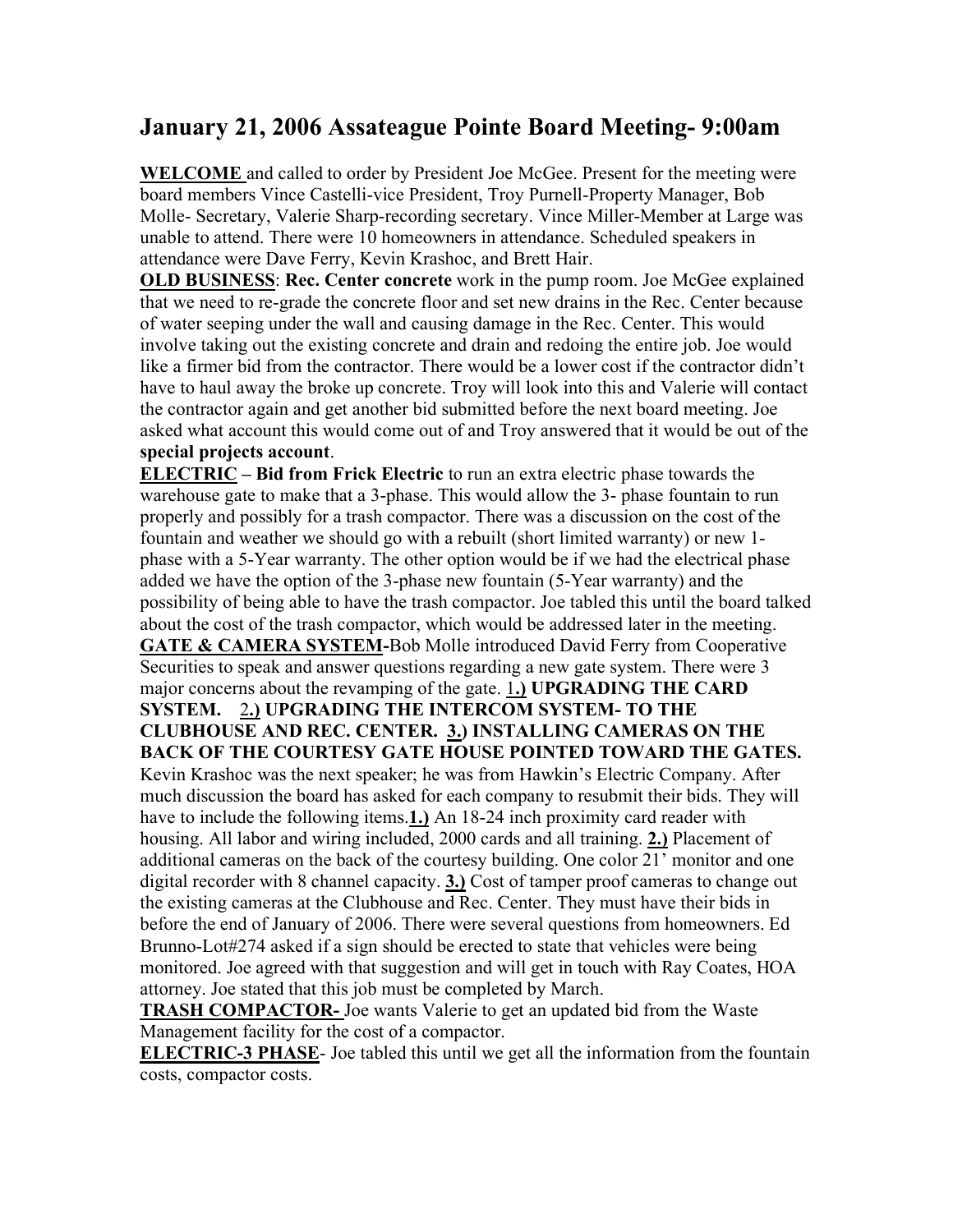# January 21, 2006 Assateague Pointe Board Meeting- 9:00am

**WELCOME** and called to order by President Joe McGee. Present for the meeting were board members Vince Castelli-vice President, Troy Purnell-Property Manager, Bob Molle- Secretary, Valerie Sharp-recording secretary. Vince Miller-Member at Large was unable to attend. There were 10 homeowners in attendance. Scheduled speakers in attendance were Dave Ferry, Kevin Krashoc, and Brett Hair.

**OLD BUSINESS**: **Rec. Center concrete** work in the pump room. Joe McGee explained that we need to re-grade the concrete floor and set new drains in the Rec. Center because of water seeping under the wall and causing damage in the Rec. Center. This would involve taking out the existing concrete and drain and redoing the entire job. Joe would like a firmer bid from the contractor. There would be a lower cost if the contractor didn't have to haul away the broke up concrete. Troy will look into this and Valerie will contact the contractor again and get another bid submitted before the next board meeting. Joe asked what account this would come out of and Troy answered that it would be out of the **special projects account**.

**ELECTRIC – Bid from Frick Electric** to run an extra electric phase towards the warehouse gate to make that a 3-phase. This would allow the 3- phase fountain to run properly and possibly for a trash compactor. There was a discussion on the cost of the fountain and weather we should go with a rebuilt (short limited warranty) or new 1-phase with a 5-Year warranty. The other option would be if we had the electrical phase added we have the option of the 3-phase new fountain (5-Year warranty) and the possibility of being able to have the trash compactor. Joe tabled this until the board talked about the cost of the trash compactor, which would be addressed later in the meeting.

**GATE & CAMERA SYSTEM-**Bob Molle introduced David Ferry from Cooperative Securities to speak and answer questions regarding a new gate system. There were 3 major concerns about the revamping of the gate. 1**.) UPGRADING THE CARD SYSTEM.** 2**.) UPGRADING THE INTERCOM SYSTEM- TO THE CLUBHOUSE AND REC. CENTER. 3.) INSTALLING CAMERAS ON THE BACK OF THE COURTESY GATE HOUSE POINTED TOWARD THE GATES.** Kevin Krashoc was the next speaker; he was from Hawkin's Electric Company. After much discussion the board has asked for each company to resubmit their bids. They will have to include the following items.**1.)** An 18-24 inch proximity card reader with housing. All labor and wiring included, 2000 cards and all training. **2.)** Placement of additional cameras on the back of the courtesy building. One color 21' monitor and one digital recorder with 8 channel capacity. **3.)** Cost of tamper proof cameras to change out the existing cameras at the Clubhouse and Rec. Center. They must have their bids in before the end of January of 2006. There were several questions from homeowners. Ed Brunno-Lot#274 asked if a sign should be erected to state that vehicles were being monitored. Joe agreed with that suggestion and will get in touch with Ray Coates, HOA attorney. Joe stated that this job must be completed by March.

**TRASH COMPACTOR-** Joe wants Valerie to get an updated bid from the Waste Management facility for the cost of a compactor.

**ELECTRIC-3 PHASE**- Joe tabled this until we get all the information from the fountain costs, compactor costs.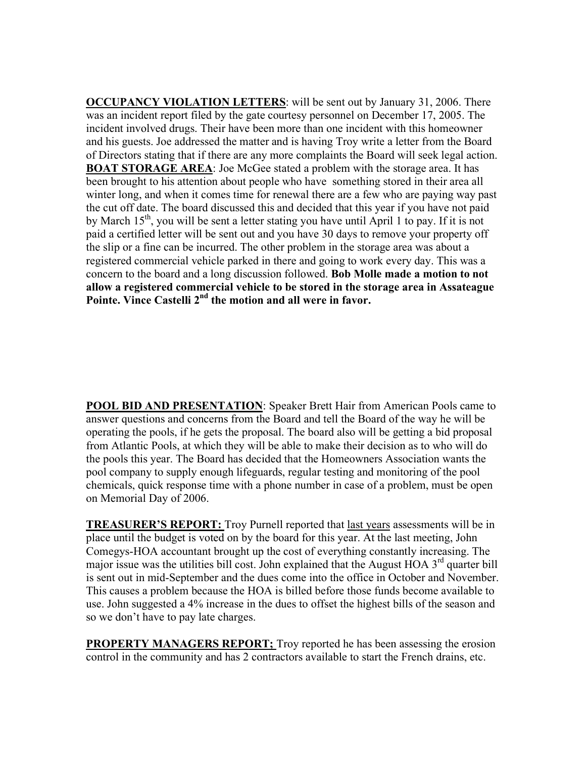**<u>OCCUPANCY VIOLATION LETTERS</u>**: will be sent out by January 31, 2006. There was an incident report filed by the gate courtesy personnel on December 17, 2005. The incident involved drugs. Their have been more than one incident with this homeowner and his guests. Joe addressed the matter and is having Troy write a letter from the Board of Directors stating that if there are any more complaints the Board will seek legal action.

**<u>BOAT STORAGE AREA</u>**: Joe McGee stated a problem with the storage area. It has been brought to his attention about people who have something stored in their area all winter long, and when it comes time for renewal there are a few who are paying way past the cut off date. The board discussed this and decided that this year if you have not paid by March 15th, you will be sent a letter stating you have until April 1 to pay. If it is not paid a certified letter will be sent out and you have 30 days to remove your property off the slip or a fine can be incurred. The other problem in the storage area was about a registered commercial vehicle parked in there and going to work every day. This was a concern to the board and a long discussion followed. **Bob Molle made a motion to not allow a registered commercial vehicle to be stored in the storage area in Assateague Pointe. Vince Castelli 2nd the motion and all were in favor.**

**<u>POOL BID AND PRESENTATION</u>**: Speaker Brett Hair from American Pools came to answer questions and concerns from the Board and tell the Board of the way he will be operating the pools, if he gets the proposal. The board also will be getting a bid proposal from Atlantic Pools, at which they will be able to make their decision as to who will do the pools this year. The Board has decided that the Homeowners Association wants the pool company to supply enough lifeguards, regular testing and monitoring of the pool chemicals, quick response time with a phone number in case of a problem, must be open on Memorial Day of 2006.

**<u>TREASURER'S REPORT:</u>** Troy Purnell reported that <u>last years</u> assessments will be in place until the budget is voted on by the board for this year. At the last meeting, John Comegys-HOA accountant brought up the cost of everything constantly increasing. The major issue was the utilities bill cost. John explained that the August HOA 3rd quarter bill is sent out in mid-September and the dues come into the office in October and November. This causes a problem because the HOA is billed before those funds become available to use. John suggested a 4% increase in the dues to offset the highest bills of the season and so we don't have to pay late charges.

**<u>PROPERTY MANAGERS REPORT;</u>** Troy reported he has been assessing the erosion control in the community and has 2 contractors available to start the French drains, etc.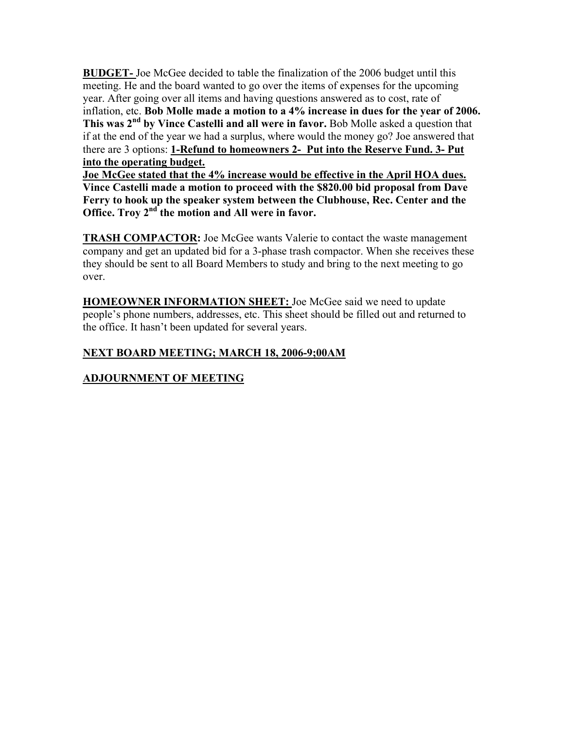**BUDGET-** Joe McGee decided to table the finalization of the 2006 budget until this meeting. He and the board wanted to go over the items of expenses for the upcoming year. After going over all items and having questions answered as to cost, rate of inflation, etc. **Bob Molle made a motion to a 4% increase in dues for the year of 2006. This was 2nd by Vince Castelli and all were in favor.** Bob Molle asked a question that if at the end of the year we had a surplus, where would the money go? Joe answered that there are 3 options: **1-Refund to homeowners 2- Put into the Reserve Fund. 3- Put into the operating budget.**

**Joe McGee stated that the 4% increase would be effective in the April HOA dues. Vince Castelli made a motion to proceed with the $820.00 bid proposal from Dave Ferry to hook up the speaker system between the Clubhouse, Rec. Center and the Office. Troy 2nd the motion and All were in favor.**

**TRASH COMPACTOR:** Joe McGee wants Valerie to contact the waste management company and get an updated bid for a 3-phase trash compactor. When she receives these they should be sent to all Board Members to study and bring to the next meeting to go over.

**HOMEOWNER INFORMATION SHEET:** Joe McGee said we need to update people's phone numbers, addresses, etc. This sheet should be filled out and returned to the office. It hasn't been updated for several years.

**NEXT BOARD MEETING; MARCH 18, 2006-9;00AM**

**ADJOURNMENT OF MEETING**